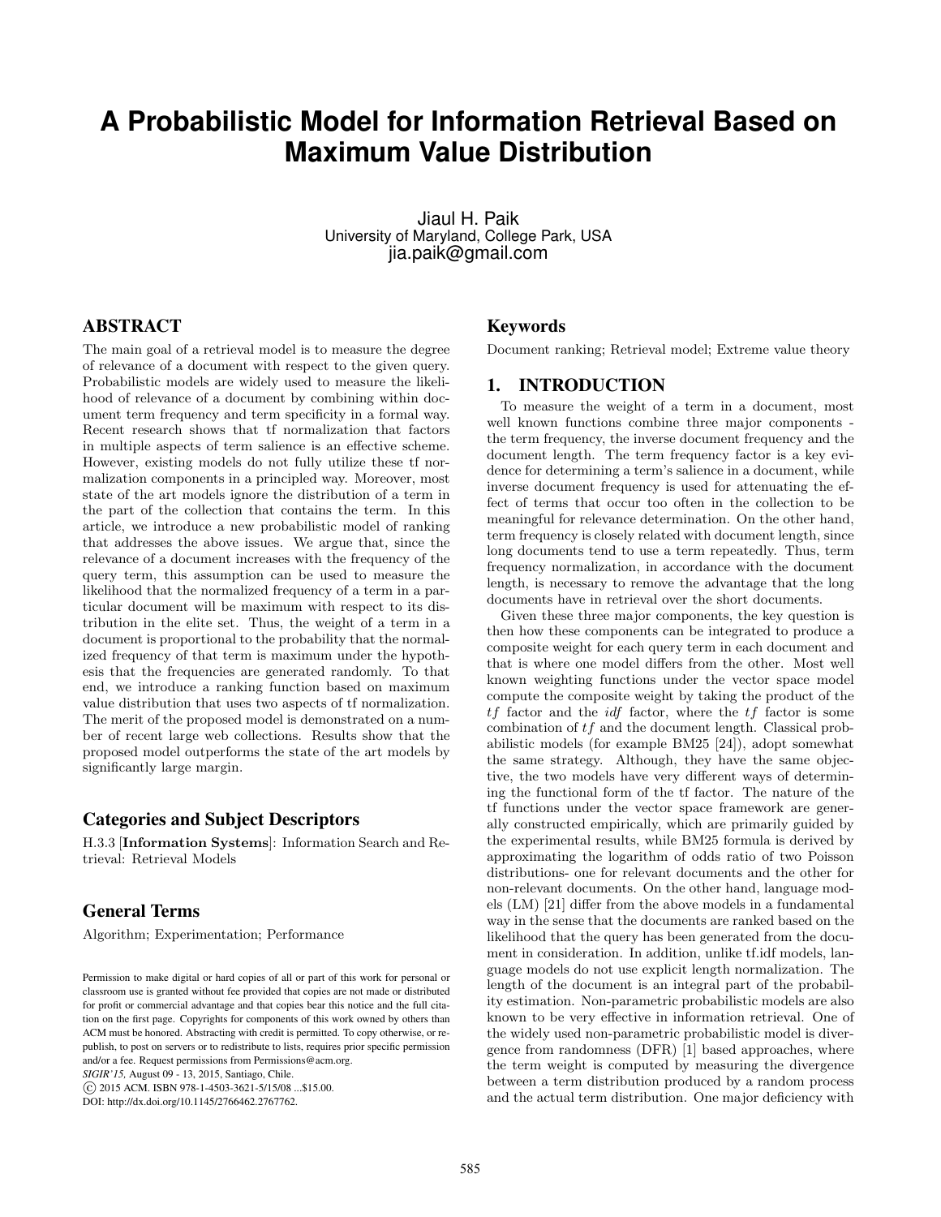# A Probabilistic Model for Information Retrieval Based on Maximum Value Distribution

Jiaul H. Paik
University of Maryland, College Park, USA
jia.paik@gmail.com

## ABSTRACT

The main goal of a retrieval model is to measure the degree of relevance of a document with respect to the given query. Probabilistic models are widely used to measure the likelihood of relevance of a document by combining within document term frequency and term specificity in a formal way. Recent research shows that tf normalization that factors in multiple aspects of term salience is an effective scheme. However, existing models do not fully utilize these tf normalization components in a principled way. Moreover, most state of the art models ignore the distribution of a term in the part of the collection that contains the term. In this article, we introduce a new probabilistic model of ranking that addresses the above issues. We argue that, since the relevance of a document increases with the frequency of the query term, this assumption can be used to measure the likelihood that the normalized frequency of a term in a particular document will be maximum with respect to its distribution in the elite set. Thus, the weight of a term in a document is proportional to the probability that the normalized frequency of that term is maximum under the hypothesis that the frequencies are generated randomly. To that end, we introduce a ranking function based on maximum value distribution that uses two aspects of tf normalization. The merit of the proposed model is demonstrated on a number of recent large web collections. Results show that the proposed model outperforms the state of the art models by significantly large margin.

### Categories and Subject Descriptors

H.3.3 [**Information Systems**]: Information Search and Retrieval: Retrieval Models

### General Terms

Algorithm; Experimentation; Performance

Permission to make digital or hard copies of all or part of this work for personal or classroom use is granted without fee provided that copies are not made or distributed for profit or commercial advantage and that copies bear this notice and the full citation on the first page. Copyrights for components of this work owned by others than ACM must be honored. Abstracting with credit is permitted. To copy otherwise, or republish, to post on servers or to redistribute to lists, requires prior specific permission and/or a fee. Request permissions from Permissions@acm.org.
*SIGIR'15,* August 09 - 13, 2015, Santiago, Chile.
© 2015 ACM. ISBN 978-1-4503-3621-5/15/08 ...$15.00.
DOI: http://dx.doi.org/10.1145/2766462.2767762.

### Keywords

Document ranking; Retrieval model; Extreme value theory

## 1. INTRODUCTION

To measure the weight of a term in a document, most well known functions combine three major components - the term frequency, the inverse document frequency and the document length. The term frequency factor is a key evidence for determining a term's salience in a document, while inverse document frequency is used for attenuating the effect of terms that occur too often in the collection to be meaningful for relevance determination. On the other hand, term frequency is closely related with document length, since long documents tend to use a term repeatedly. Thus, term frequency normalization, in accordance with the document length, is necessary to remove the advantage that the long documents have in retrieval over the short documents.

Given these three major components, the key question is then how these components can be integrated to produce a composite weight for each query term in each document and that is where one model differs from the other. Most well known weighting functions under the vector space model compute the composite weight by taking the product of the $tf$ factor and the $idf$ factor, where the $tf$ factor is some combination of $tf$ and the document length. Classical probabilistic models (for example BM25 [24]), adopt somewhat the same strategy. Although, they have the same objective, the two models have very different ways of determining the functional form of the tf factor. The nature of the tf functions under the vector space framework are generally constructed empirically, which are primarily guided by the experimental results, while BM25 formula is derived by approximating the logarithm of odds ratio of two Poisson distributions- one for relevant documents and the other for non-relevant documents. On the other hand, language models (LM) [21] differ from the above models in a fundamental way in the sense that the documents are ranked based on the likelihood that the query has been generated from the document in consideration. In addition, unlike tf.idf models, language models do not use explicit length normalization. The length of the document is an integral part of the probability estimation. Non-parametric probabilistic models are also known to be very effective in information retrieval. One of the widely used non-parametric probabilistic model is divergence from randomness (DFR) [1] based approaches, where the term weight is computed by measuring the divergence between a term distribution produced by a random process and the actual term distribution. One major deficiency with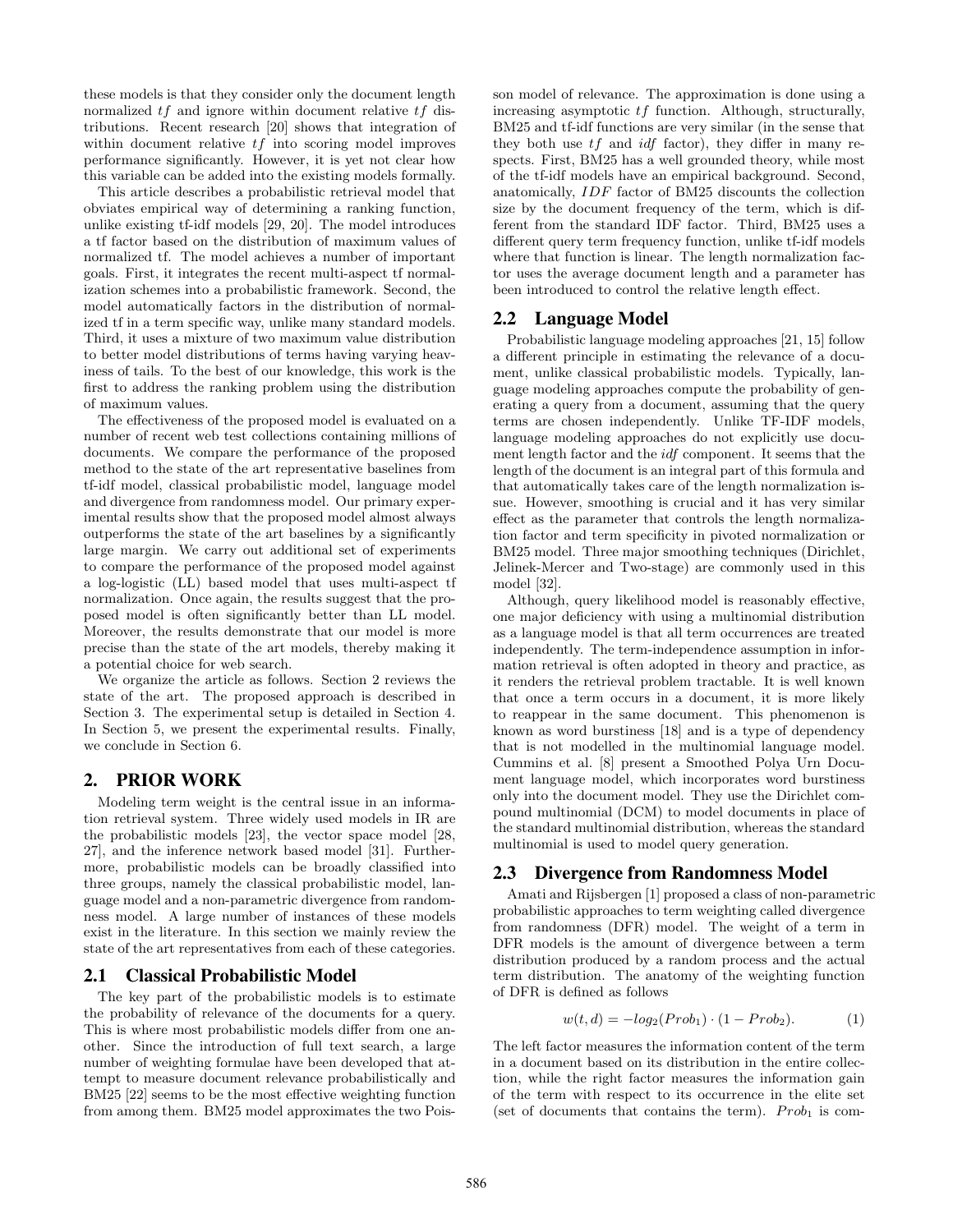these models is that they consider only the document length normalized $tf$ and ignore within document relative $tf$ distributions. Recent research [20] shows that integration of within document relative $tf$ into scoring model improves performance significantly. However, it is yet not clear how this variable can be added into the existing models formally.

This article describes a probabilistic retrieval model that obviates empirical way of determining a ranking function, unlike existing tf-idf models [29, 20]. The model introduces a tf factor based on the distribution of maximum values of normalized tf. The model achieves a number of important goals. First, it integrates the recent multi-aspect tf normalization schemes into a probabilistic framework. Second, the model automatically factors in the distribution of normalized tf in a term specific way, unlike many standard models. Third, it uses a mixture of two maximum value distribution to better model distributions of terms having varying heaviness of tails. To the best of our knowledge, this work is the first to address the ranking problem using the distribution of maximum values.

The effectiveness of the proposed model is evaluated on a number of recent web test collections containing millions of documents. We compare the performance of the proposed method to the state of the art representative baselines from tf-idf model, classical probabilistic model, language model and divergence from randomness model. Our primary experimental results show that the proposed model almost always outperforms the state of the art baselines by a significantly large margin. We carry out additional set of experiments to compare the performance of the proposed model against a log-logistic (LL) based model that uses multi-aspect tf normalization. Once again, the results suggest that the proposed model is often significantly better than LL model. Moreover, the results demonstrate that our model is more precise than the state of the art models, thereby making it a potential choice for web search.

We organize the article as follows. Section 2 reviews the state of the art. The proposed approach is described in Section 3. The experimental setup is detailed in Section 4. In Section 5, we present the experimental results. Finally, we conclude in Section 6.

## 2. PRIOR WORK

Modeling term weight is the central issue in an information retrieval system. Three widely used models in IR are the probabilistic models [23], the vector space model [28, 27], and the inference network based model [31]. Furthermore, probabilistic models can be broadly classified into three groups, namely the classical probabilistic model, language model and a non-parametric divergence from randomness model. A large number of instances of these models exist in the literature. In this section we mainly review the state of the art representatives from each of these categories.

### 2.1 Classical Probabilistic Model

The key part of the probabilistic models is to estimate the probability of relevance of the documents for a query. This is where most probabilistic models differ from one another. Since the introduction of full text search, a large number of weighting formulae have been developed that attempt to measure document relevance probabilistically and BM25 [22] seems to be the most effective weighting function from among them. BM25 model approximates the two Poisson model of relevance. The approximation is done using a increasing asymptotic $tf$ function. Although, structurally, BM25 and tf-idf functions are very similar (in the sense that they both use $tf$ and $idf$ factor), they differ in many respects. First, BM25 has a well grounded theory, while most of the tf-idf models have an empirical background. Second, anatomically, $IDF$ factor of BM25 discounts the collection size by the document frequency of the term, which is different from the standard IDF factor. Third, BM25 uses a different query term frequency function, unlike tf-idf models where that function is linear. The length normalization factor uses the average document length and a parameter has been introduced to control the relative length effect.

### 2.2 Language Model

Probabilistic language modeling approaches [21, 15] follow a different principle in estimating the relevance of a document, unlike classical probabilistic models. Typically, language modeling approaches compute the probability of generating a query from a document, assuming that the query terms are chosen independently. Unlike TF-IDF models, language modeling approaches do not explicitly use document length factor and the $idf$ component. It seems that the length of the document is an integral part of this formula and that automatically takes care of the length normalization issue. However, smoothing is crucial and it has very similar effect as the parameter that controls the length normalization factor and term specificity in pivoted normalization or BM25 model. Three major smoothing techniques (Dirichlet, Jelinek-Mercer and Two-stage) are commonly used in this model [32].

Although, query likelihood model is reasonably effective, one major deficiency with using a multinomial distribution as a language model is that all term occurrences are treated independently. The term-independence assumption in information retrieval is often adopted in theory and practice, as it renders the retrieval problem tractable. It is well known that once a term occurs in a document, it is more likely to reappear in the same document. This phenomenon is known as word burstiness [18] and is a type of dependency that is not modelled in the multinomial language model. Cummins et al. [8] present a Smoothed Polya Urn Document language model, which incorporates word burstiness only into the document model. They use the Dirichlet compound multinomial (DCM) to model documents in place of the standard multinomial distribution, whereas the standard multinomial is used to model query generation.

### 2.3 Divergence from Randomness Model

Amati and Rijsbergen [1] proposed a class of non-parametric probabilistic approaches to term weighting called divergence from randomness (DFR) model. The weight of a term in DFR models is the amount of divergence between a term distribution produced by a random process and the actual term distribution. The anatomy of the weighting function of DFR is defined as follows

$$w(t, d) = -log_2(Prob_1) \cdot (1 - Prob_2). \tag{1}$$

The left factor measures the information content of the term in a document based on its distribution in the entire collection, while the right factor measures the information gain of the term with respect to its occurrence in the elite set (set of documents that contains the term). $Prob_1$ is com-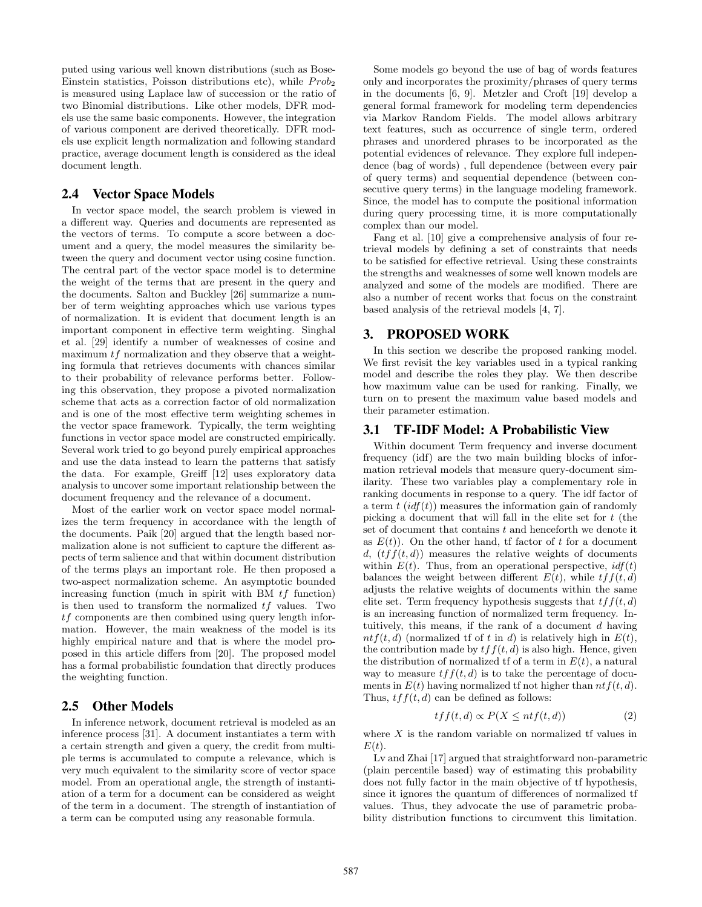puted using various well known distributions (such as Bose-Einstein statistics, Poisson distributions etc), while $Prob_2$ is measured using Laplace law of succession or the ratio of two Binomial distributions. Like other models, DFR models use the same basic components. However, the integration of various component are derived theoretically. DFR models use explicit length normalization and following standard practice, average document length is considered as the ideal document length.

## 2.4 Vector Space Models

In vector space model, the search problem is viewed in a different way. Queries and documents are represented as the vectors of terms. To compute a score between a document and a query, the model measures the similarity between the query and document vector using cosine function. The central part of the vector space model is to determine the weight of the terms that are present in the query and the documents. Salton and Buckley [26] summarize a number of term weighting approaches which use various types of normalization. It is evident that document length is an important component in effective term weighting. Singhal et al. [29] identify a number of weaknesses of cosine and maximum $tf$ normalization and they observe that a weighting formula that retrieves documents with chances similar to their probability of relevance performs better. Following this observation, they propose a pivoted normalization scheme that acts as a correction factor of old normalization and is one of the most effective term weighting schemes in the vector space framework. Typically, the term weighting functions in vector space model are constructed empirically. Several work tried to go beyond purely empirical approaches and use the data instead to learn the patterns that satisfy the data. For example, Greiff [12] uses exploratory data analysis to uncover some important relationship between the document frequency and the relevance of a document.

Most of the earlier work on vector space model normalizes the term frequency in accordance with the length of the documents. Paik [20] argued that the length based normalization alone is not sufficient to capture the different aspects of term salience and that within document distribution of the terms plays an important role. He then proposed a two-aspect normalization scheme. An asymptotic bounded increasing function (much in spirit with BM $tf$ function) is then used to transform the normalized $tf$ values. Two $tf$ components are then combined using query length information. However, the main weakness of the model is its highly empirical nature and that is where the model proposed in this article differs from [20]. The proposed model has a formal probabilistic foundation that directly produces the weighting function.

## 2.5 Other Models

In inference network, document retrieval is modeled as an inference process [31]. A document instantiates a term with a certain strength and given a query, the credit from multiple terms is accumulated to compute a relevance, which is very much equivalent to the similarity score of vector space model. From an operational angle, the strength of instantiation of a term for a document can be considered as weight of the term in a document. The strength of instantiation of a term can be computed using any reasonable formula.

Some models go beyond the use of bag of words features only and incorporates the proximity/phrases of query terms in the documents [6, 9]. Metzler and Croft [19] develop a general formal framework for modeling term dependencies via Markov Random Fields. The model allows arbitrary text features, such as occurrence of single term, ordered phrases and unordered phrases to be incorporated as the potential evidences of relevance. They explore full independence (bag of words) , full dependence (between every pair of query terms) and sequential dependence (between consecutive query terms) in the language modeling framework. Since, the model has to compute the positional information during query processing time, it is more computationally complex than our model.

Fang et al. [10] give a comprehensive analysis of four retrieval models by defining a set of constraints that needs to be satisfied for effective retrieval. Using these constraints the strengths and weaknesses of some well known models are analyzed and some of the models are modified. There are also a number of recent works that focus on the constraint based analysis of the retrieval models [4, 7].

# 3. PROPOSED WORK

In this section we describe the proposed ranking model. We first revisit the key variables used in a typical ranking model and describe the roles they play. We then describe how maximum value can be used for ranking. Finally, we turn on to present the maximum value based models and their parameter estimation.

## 3.1 TF-IDF Model: A Probabilistic View

Within document Term frequency and inverse document frequency (idf) are the two main building blocks of information retrieval models that measure query-document similarity. These two variables play a complementary role in ranking documents in response to a query. The idf factor of a term $t$ ($idf(t)$) measures the information gain of randomly picking a document that will fall in the elite set for $t$ (the set of document that contains $t$ and henceforth we denote it as $E(t)$). On the other hand, tf factor of $t$ for a document $d$, ($tff(t, d)$) measures the relative weights of documents within $E(t)$. Thus, from an operational perspective, $idf(t)$ balances the weight between different $E(t)$, while $tff(t, d)$ adjusts the relative weights of documents within the same elite set. Term frequency hypothesis suggests that $tff(t, d)$ is an increasing function of normalized term frequency. Intuitively, this means, if the rank of a document $d$ having $ntf(t, d)$ (normalized tf of $t$ in $d$) is relatively high in $E(t)$, the contribution made by $tff(t, d)$ is also high. Hence, given the distribution of normalized tf of a term in $E(t)$, a natural way to measure $tff(t, d)$ is to take the percentage of documents in $E(t)$ having normalized tf not higher than $ntf(t, d)$. Thus, $tff(t, d)$ can be defined as follows:

$$tff(t, d) \propto P(X \leq ntf(t, d)) \tag{2}$$

where $X$ is the random variable on normalized tf values in $E(t)$.

Lv and Zhai [17] argued that straightforward non-parametric (plain percentile based) way of estimating this probability does not fully factor in the main objective of tf hypothesis, since it ignores the quantum of differences of normalized tf values. Thus, they advocate the use of parametric probability distribution functions to circumvent this limitation.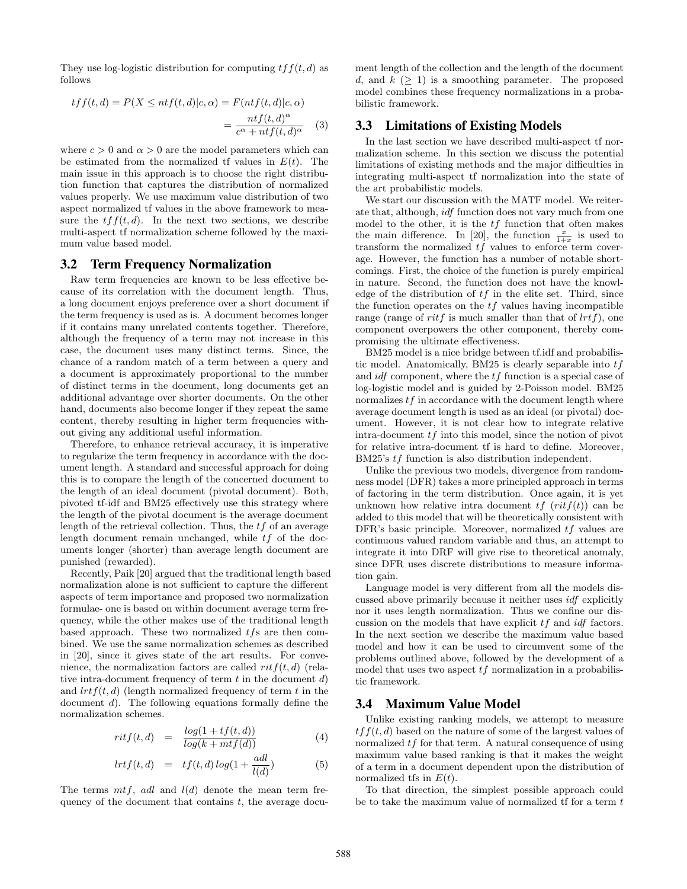They use log-logistic distribution for computing $tff(t,d)$ as follows

$$tff(t,d) = P(X \leq ntf(t,d)|c,\alpha) = F(ntf(t,d)|c,\alpha) = \frac{ntf(t,d)^{\alpha}}{c^{\alpha} + ntf(t,d)^{\alpha}} \quad (3)$$

where $c > 0$ and $\alpha > 0$ are the model parameters which can be estimated from the normalized tf values in $E(t)$. The main issue in this approach is to choose the right distribution function that captures the distribution of normalized values properly. We use maximum value distribution of two aspect normalized tf values in the above framework to measure the $tff(t,d)$. In the next two sections, we describe multi-aspect tf normalization scheme followed by the maximum value based model.

## 3.2 Term Frequency Normalization

Raw term frequencies are known to be less effective because of its correlation with the document length. Thus, a long document enjoys preference over a short document if the term frequency is used as is. A document becomes longer if it contains many unrelated contents together. Therefore, although the frequency of a term may not increase in this case, the document uses many distinct terms. Since, the chance of a random match of a term between a query and a document is approximately proportional to the number of distinct terms in the document, long documents get an additional advantage over shorter documents. On the other hand, documents also become longer if they repeat the same content, thereby resulting in higher term frequencies without giving any additional useful information.

Therefore, to enhance retrieval accuracy, it is imperative to regularize the term frequency in accordance with the document length. A standard and successful approach for doing this is to compare the length of the concerned document to the length of an ideal document (pivotal document). Both, pivoted tf-idf and BM25 effectively use this strategy where the length of the pivotal document is the average document length of the retrieval collection. Thus, the $tf$ of an average length document remain unchanged, while $tf$ of the documents longer (shorter) than average length document are punished (rewarded).

Recently, Paik [20] argued that the traditional length based normalization alone is not sufficient to capture the different aspects of term importance and proposed two normalization formulae- one is based on within document average term frequency, while the other makes use of the traditional length based approach. These two normalized $tf$s are then combined. We use the same normalization schemes as described in [20], since it gives state of the art results. For convenience, the normalization factors are called $ritf(t,d)$ (relative intra-document frequency of term $t$ in the document $d$) and $lrtf(t,d)$ (length normalized frequency of term $t$ in the document $d$). The following equations formally define the normalization schemes.

$$ritf(t,d) = \frac{log(1 + tf(t,d))}{log(k + mtf(d))} \quad (4)$$

$$lrtf(t,d) = tf(t,d)\, log(1 + \frac{adl}{l(d)}) \quad (5)$$

The terms $mtf$, $adl$ and $l(d)$ denote the mean term frequency of the document that contains $t$, the average document length of the collection and the length of the document $d$, and $k$ ($\geq 1$) is a smoothing parameter. The proposed model combines these frequency normalizations in a probabilistic framework.

## 3.3 Limitations of Existing Models

In the last section we have described multi-aspect tf normalization scheme. In this section we discuss the potential limitations of existing methods and the major difficulties in integrating multi-aspect tf normalization into the state of the art probabilistic models.

We start our discussion with the MATF model. We reiterate that, although, *idf* function does not vary much from one model to the other, it is the $tf$ function that often makes the main difference. In [20], the function $\frac{x}{1+x}$ is used to transform the normalized $tf$ values to enforce term coverage. However, the function has a number of notable shortcomings. First, the choice of the function is purely empirical in nature. Second, the function does not have the knowledge of the distribution of $tf$ in the elite set. Third, since the function operates on the $tf$ values having incompatible range (range of $ritf$ is much smaller than that of $lrtf$), one component overpowers the other component, thereby compromising the ultimate effectiveness.

BM25 model is a nice bridge between tf.idf and probabilistic model. Anatomically, BM25 is clearly separable into $tf$ and $idf$ component, where the $tf$ function is a special case of log-logistic model and is guided by 2-Poisson model. BM25 normalizes $tf$ in accordance with the document length where average document length is used as an ideal (or pivotal) document. However, it is not clear how to integrate relative intra-document $tf$ into this model, since the notion of pivot for relative intra-document tf is hard to define. Moreover, BM25's $tf$ function is also distribution independent.

Unlike the previous two models, divergence from randomness model (DFR) takes a more principled approach in terms of factoring in the term distribution. Once again, it is yet unknown how relative intra document $tf$ ($ritf(t)$) can be added to this model that will be theoretically consistent with DFR's basic principle. Moreover, normalized $tf$ values are continuous valued random variable and thus, an attempt to integrate it into DRF will give rise to theoretical anomaly, since DFR uses discrete distributions to measure information gain.

Language model is very different from all the models discussed above primarily because it neither uses *idf* explicitly nor it uses length normalization. Thus we confine our discussion on the models that have explicit $tf$ and $idf$ factors. In the next section we describe the maximum value based model and how it can be used to circumvent some of the problems outlined above, followed by the development of a model that uses two aspect $tf$ normalization in a probabilistic framework.

## 3.4 Maximum Value Model

Unlike existing ranking models, we attempt to measure $tff(t,d)$ based on the nature of some of the largest values of normalized $tf$ for that term. A natural consequence of using maximum value based ranking is that it makes the weight of a term in a document dependent upon the distribution of normalized tfs in $E(t)$.

To that direction, the simplest possible approach could be to take the maximum value of normalized tf for a term $t$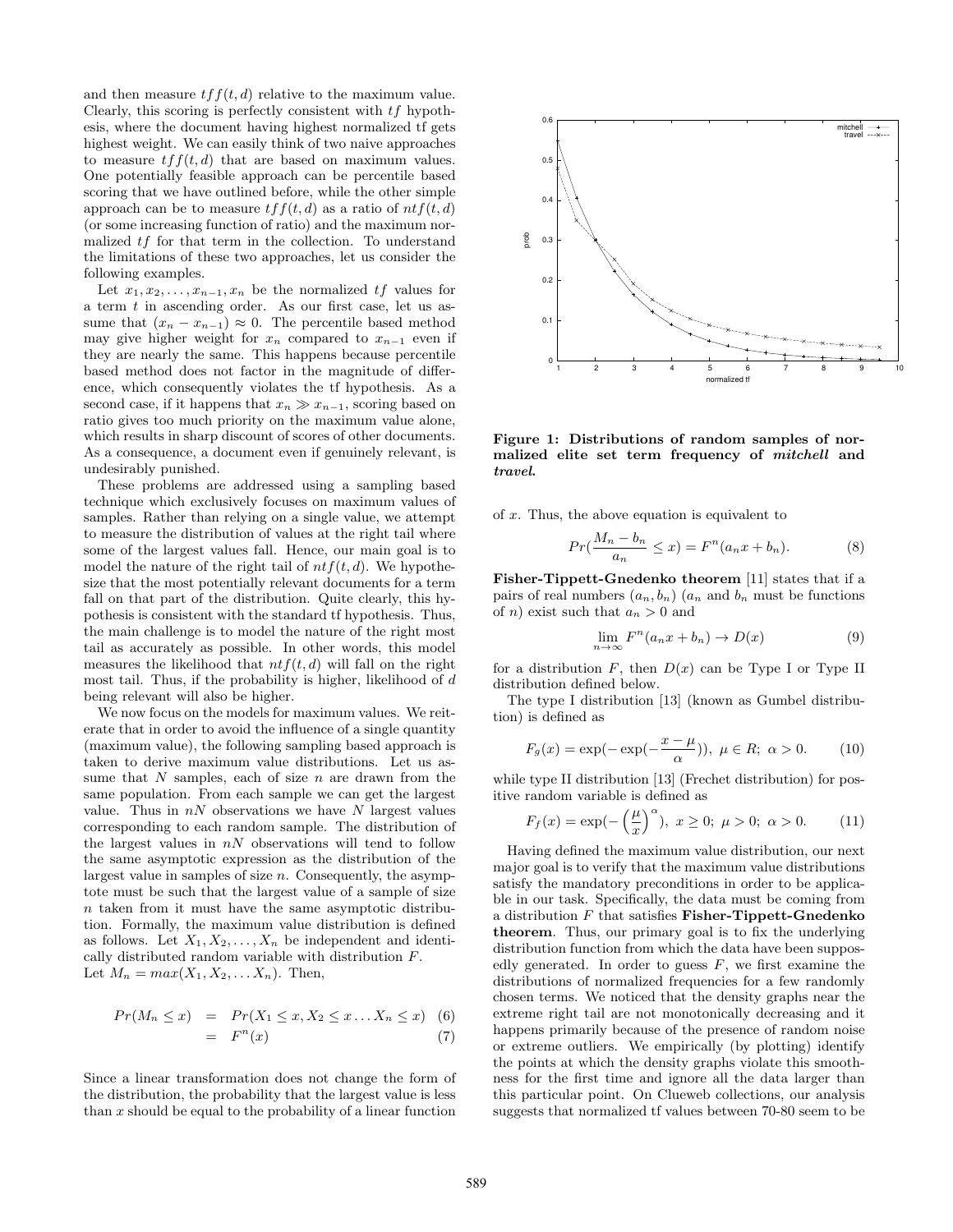and then measure $tff(t,d)$ relative to the maximum value. Clearly, this scoring is perfectly consistent with $tf$ hypothesis, where the document having highest normalized tf gets highest weight. We can easily think of two naive approaches to measure $tff(t,d)$ that are based on maximum values. One potentially feasible approach can be percentile based scoring that we have outlined before, while the other simple approach can be to measure $tff(t,d)$ as a ratio of $ntf(t,d)$ (or some increasing function of ratio) and the maximum normalized $tf$ for that term in the collection. To understand the limitations of these two approaches, let us consider the following examples.

Let $x_1, x_2, \ldots, x_{n-1}, x_n$ be the normalized $tf$ values for a term $t$ in ascending order. As our first case, let us assume that $(x_n - x_{n-1}) \approx 0$. The percentile based method may give higher weight for $x_n$ compared to $x_{n-1}$ even if they are nearly the same. This happens because percentile based method does not factor in the magnitude of difference, which consequently violates the tf hypothesis. As a second case, if it happens that $x_n \gg x_{n-1}$, scoring based on ratio gives too much priority on the maximum value alone, which results in sharp discount of scores of other documents. As a consequence, a document even if genuinely relevant, is undesirably punished.

These problems are addressed using a sampling based technique which exclusively focuses on maximum values of samples. Rather than relying on a single value, we attempt to measure the distribution of values at the right tail where some of the largest values fall. Hence, our main goal is to model the nature of the right tail of $ntf(t,d)$. We hypothesize that the most potentially relevant documents for a term fall on that part of the distribution. Quite clearly, this hypothesis is consistent with the standard tf hypothesis. Thus, the main challenge is to model the nature of the right most tail as accurately as possible. In other words, this model measures the likelihood that $ntf(t,d)$ will fall on the right most tail. Thus, if the probability is higher, likelihood of $d$ being relevant will also be higher.

We now focus on the models for maximum values. We reiterate that in order to avoid the influence of a single quantity (maximum value), the following sampling based approach is taken to derive maximum value distributions. Let us assume that $N$ samples, each of size $n$ are drawn from the same population. From each sample we can get the largest value. Thus in $nN$ observations we have $N$ largest values corresponding to each random sample. The distribution of the largest values in $nN$ observations will tend to follow the same asymptotic expression as the distribution of the largest value in samples of size $n$. Consequently, the asymptote must be such that the largest value of a sample of size $n$ taken from it must have the same asymptotic distribution. Formally, the maximum value distribution is defined as follows. Let $X_1, X_2, \ldots, X_n$ be independent and identically distributed random variable with distribution $F$.
Let $M_n = max(X_1, X_2, \ldots X_n)$. Then,

$$Pr(M_n \leq x) = Pr(X_1 \leq x, X_2 \leq x \ldots X_n \leq x) \quad (6)$$

$$= F^n(x) \quad (7)$$

Since a linear transformation does not change the form of the distribution, the probability that the largest value is less than $x$ should be equal to the probability of a linear function

**Figure 1: Distributions of random samples of normalized elite set term frequency of *mitchell* and *travel*.**

of $x$. Thus, the above equation is equivalent to

$$Pr(\frac{M_n - b_n}{a_n} \leq x) = F^n(a_n x + b_n). \quad (8)$$

**Fisher-Tippett-Gnedenko theorem** [11] states that if a pairs of real numbers $(a_n, b_n)$ ($a_n$ and $b_n$ must be functions of $n$) exist such that $a_n > 0$ and

$$\lim_{n \to \infty} F^n(a_n x + b_n) \to D(x) \quad (9)$$

for a distribution $F$, then $D(x)$ can be Type I or Type II distribution defined below.

The type I distribution [13] (known as Gumbel distribution) is defined as

$$F_g(x) = \exp(-\exp(-\frac{x - \mu}{\alpha})), \ \mu \in R; \ \alpha > 0. \quad (10)$$

while type II distribution [13] (Frechet distribution) for positive random variable is defined as

$$F_f(x) = \exp(-\left(\frac{\mu}{x}\right)^{\alpha}), \ x \geq 0; \ \mu > 0; \ \alpha > 0. \quad (11)$$

Having defined the maximum value distribution, our next major goal is to verify that the maximum value distributions satisfy the mandatory preconditions in order to be applicable in our task. Specifically, the data must be coming from a distribution $F$ that satisfies **Fisher-Tippett-Gnedenko theorem**. Thus, our primary goal is to fix the underlying distribution function from which the data have been supposedly generated. In order to guess $F$, we first examine the distributions of normalized frequencies for a few randomly chosen terms. We noticed that the density graphs near the extreme right tail are not monotonically decreasing and it happens primarily because of the presence of random noise or extreme outliers. We empirically (by plotting) identify the points at which the density graphs violate this smoothness for the first time and ignore all the data larger than this particular point. On Clueweb collections, our analysis suggests that normalized tf values between 70-80 seem to be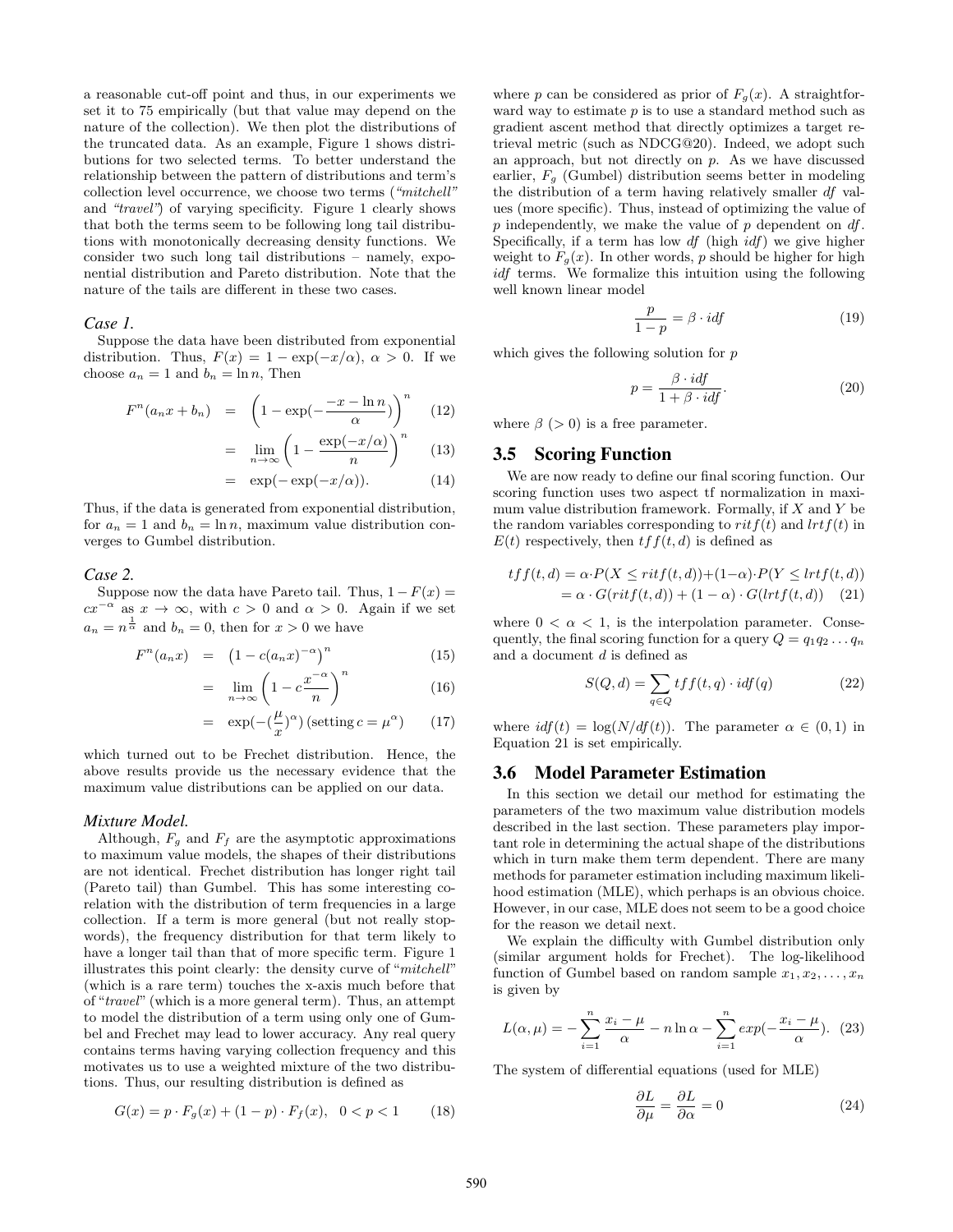a reasonable cut-off point and thus, in our experiments we set it to 75 empirically (but that value may depend on the nature of the collection). We then plot the distributions of the truncated data. As an example, Figure 1 shows distributions for two selected terms. To better understand the relationship between the pattern of distributions and term's collection level occurrence, we choose two terms (*"mitchell"* and *"travel"*) of varying specificity. Figure 1 clearly shows that both the terms seem to be following long tail distributions with monotonically decreasing density functions. We consider two such long tail distributions – namely, exponential distribution and Pareto distribution. Note that the nature of the tails are different in these two cases.

#### *Case 1.*

Suppose the data have been distributed from exponential distribution. Thus, $F(x) = 1 - \exp(-x/\alpha)$, $\alpha > 0$. If we choose $a_n = 1$ and $b_n = \ln n$, Then

$$F^n(a_n x + b_n) = \left(1 - \exp(-\frac{-x - \ln n}{\alpha})\right)^n \quad (12)$$

$$= \lim_{n \to \infty} \left(1 - \frac{\exp(-x/\alpha)}{n}\right)^n \quad (13)$$

$$= \exp(-\exp(-x/\alpha)). \quad (14)$$

Thus, if the data is generated from exponential distribution, for $a_n = 1$ and $b_n = \ln n$, maximum value distribution converges to Gumbel distribution.

#### *Case 2.*

Suppose now the data have Pareto tail. Thus, $1 - F(x) = cx^{-\alpha}$ as $x \to \infty$, with $c > 0$ and $\alpha > 0$. Again if we set $a_n = n^{\frac{1}{\alpha}}$ and $b_n = 0$, then for $x > 0$ we have

$$F^n(a_n x) = \left(1 - c(a_n x)^{-\alpha}\right)^n \quad (15)$$

$$= \lim_{n \to \infty} \left(1 - c\frac{x^{-\alpha}}{n}\right)^n \quad (16)$$

$$= \exp(-(\frac{\mu}{x})^{\alpha}) \text{ (setting } c = \mu^{\alpha}) \quad (17)$$

which turned out to be Frechet distribution. Hence, the above results provide us the necessary evidence that the maximum value distributions can be applied on our data.

#### *Mixture Model.*

Although, $F_g$ and $F_f$ are the asymptotic approximations to maximum value models, the shapes of their distributions are not identical. Frechet distribution has longer right tail (Pareto tail) than Gumbel. This has some interesting corelation with the distribution of term frequencies in a large collection. If a term is more general (but not really stopwords), the frequency distribution for that term likely to have a longer tail than that of more specific term. Figure 1 illustrates this point clearly: the density curve of "*mitchell*" (which is a rare term) touches the x-axis much before that of "*travel*" (which is a more general term). Thus, an attempt to model the distribution of a term using only one of Gumbel and Frechet may lead to lower accuracy. Any real query contains terms having varying collection frequency and this motivates us to use a weighted mixture of the two distributions. Thus, our resulting distribution is defined as

$$G(x) = p \cdot F_g(x) + (1 - p) \cdot F_f(x), \quad 0 < p < 1 \quad (18)$$

where $p$ can be considered as prior of $F_g(x)$. A straightforward way to estimate $p$ is to use a standard method such as gradient ascent method that directly optimizes a target retrieval metric (such as NDCG@20). Indeed, we adopt such an approach, but not directly on $p$. As we have discussed earlier, $F_g$ (Gumbel) distribution seems better in modeling the distribution of a term having relatively smaller *df* values (more specific). Thus, instead of optimizing the value of $p$ independently, we make the value of $p$ dependent on *df*. Specifically, if a term has low *df* (high *idf*) we give higher weight to $F_g(x)$. In other words, $p$ should be higher for high *idf* terms. We formalize this intuition using the following well known linear model

$$\frac{p}{1 - p} = \beta \cdot idf \quad (19)$$

which gives the following solution for $p$

$$p = \frac{\beta \cdot idf}{1 + \beta \cdot idf}. \quad (20)$$

where $\beta$ ($> 0$) is a free parameter.

## 3.5 Scoring Function

We are now ready to define our final scoring function. Our scoring function uses two aspect tf normalization in maximum value distribution framework. Formally, if $X$ and $Y$ be the random variables corresponding to $ritf(t)$ and $lrtf(t)$ in $E(t)$ respectively, then $tff(t, d)$ is defined as

$$tff(t, d) = \alpha \cdot P(X \leq ritf(t, d)) + (1 - \alpha) \cdot P(Y \leq lrtf(t, d))$$
$$= \alpha \cdot G(ritf(t, d)) + (1 - \alpha) \cdot G(lrtf(t, d)) \quad (21)$$

where $0 < \alpha < 1$, is the interpolation parameter. Consequently, the final scoring function for a query $Q = q_1 q_2 \ldots q_n$ and a document $d$ is defined as

$$S(Q, d) = \sum_{q \in Q} tff(t, q) \cdot idf(q) \quad (22)$$

where $idf(t) = \log(N/df(t))$. The parameter $\alpha \in (0, 1)$ in Equation 21 is set empirically.

## 3.6 Model Parameter Estimation

In this section we detail our method for estimating the parameters of the two maximum value distribution models described in the last section. These parameters play important role in determining the actual shape of the distributions which in turn make them term dependent. There are many methods for parameter estimation including maximum likelihood estimation (MLE), which perhaps is an obvious choice. However, in our case, MLE does not seem to be a good choice for the reason we detail next.

We explain the difficulty with Gumbel distribution only (similar argument holds for Frechet). The log-likelihood function of Gumbel based on random sample $x_1, x_2, \ldots, x_n$ is given by

$$L(\alpha, \mu) = -\sum_{i=1}^{n} \frac{x_i - \mu}{\alpha} - n \ln \alpha - \sum_{i=1}^{n} exp(-\frac{x_i - \mu}{\alpha}). \quad (23)$$

The system of differential equations (used for MLE)

$$\frac{\partial L}{\partial \mu} = \frac{\partial L}{\partial \alpha} = 0 \quad (24)$$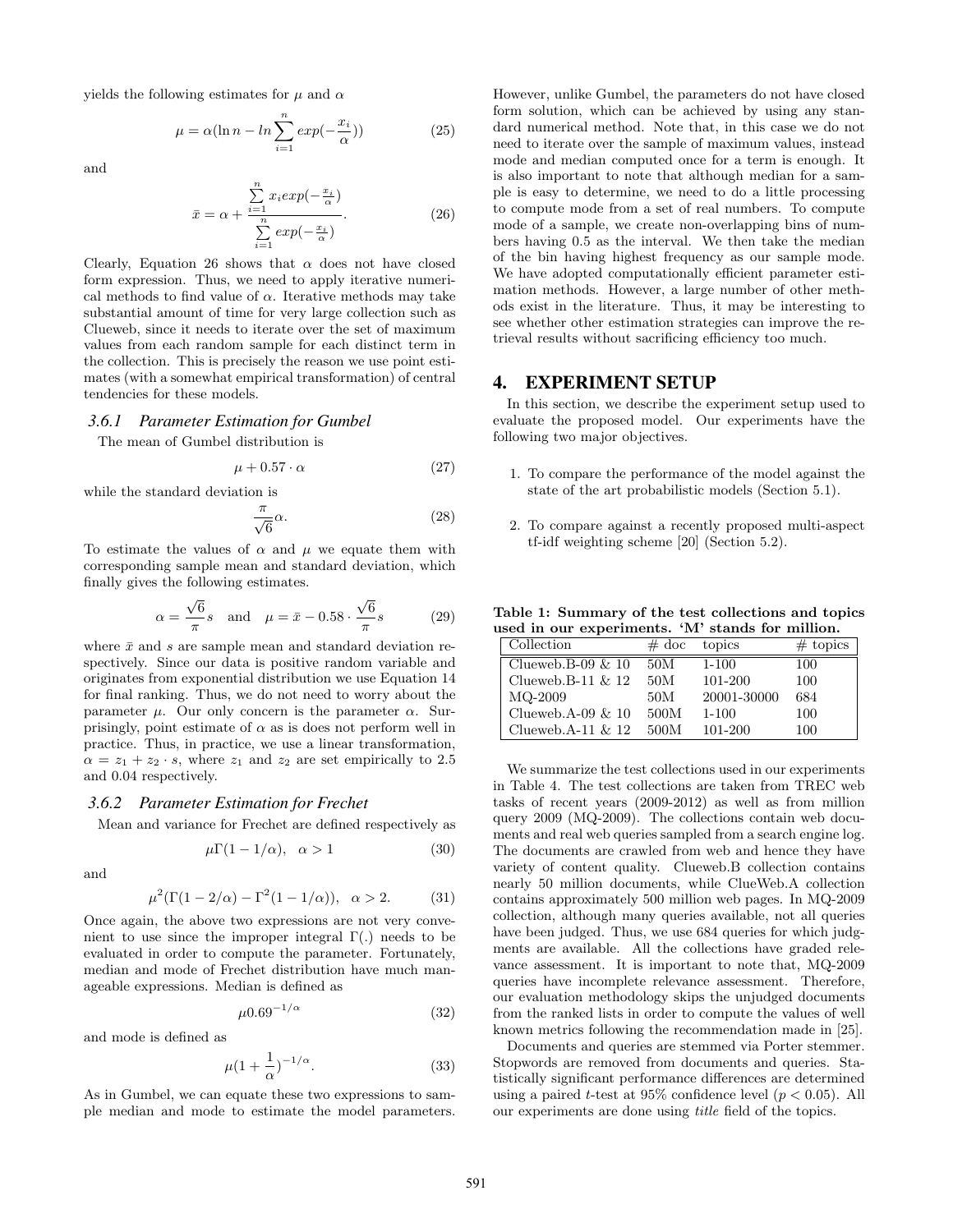yields the following estimates for $\mu$ and $\alpha$

$$\mu = \alpha(\ln n - ln \sum_{i=1}^{n} exp(-\frac{x_i}{\alpha})) \tag{25}$$

and

$$\bar{x} = \alpha + \frac{\sum_{i=1}^{n} x_i exp(-\frac{x_i}{\alpha})}{\sum_{i=1}^{n} exp(-\frac{x_i}{\alpha})}. \tag{26}$$

Clearly, Equation 26 shows that $\alpha$ does not have closed form expression. Thus, we need to apply iterative numerical methods to find value of $\alpha$. Iterative methods may take substantial amount of time for very large collection such as Clueweb, since it needs to iterate over the set of maximum values from each random sample for each distinct term in the collection. This is precisely the reason we use point estimates (with a somewhat empirical transformation) of central tendencies for these models.

### 3.6.1 Parameter Estimation for Gumbel

The mean of Gumbel distribution is

$$\mu + 0.57 \cdot \alpha \tag{27}$$

while the standard deviation is

$$\frac{\pi}{\sqrt{6}}\alpha. \tag{28}$$

To estimate the values of $\alpha$ and $\mu$ we equate them with corresponding sample mean and standard deviation, which finally gives the following estimates.

$$\alpha = \frac{\sqrt{6}}{\pi}s \quad \text{and} \quad \mu = \bar{x} - 0.58 \cdot \frac{\sqrt{6}}{\pi}s \tag{29}$$

where $\bar{x}$ and $s$ are sample mean and standard deviation respectively. Since our data is positive random variable and originates from exponential distribution we use Equation 14 for final ranking. Thus, we do not need to worry about the parameter $\mu$. Our only concern is the parameter $\alpha$. Surprisingly, point estimate of $\alpha$ as is does not perform well in practice. Thus, in practice, we use a linear transformation, $\alpha = z_1 + z_2 \cdot s$, where $z_1$ and $z_2$ are set empirically to 2.5 and 0.04 respectively.

### 3.6.2 Parameter Estimation for Frechet

Mean and variance for Frechet are defined respectively as

$$\mu\Gamma(1 - 1/\alpha), \quad \alpha > 1 \tag{30}$$

and

$$\mu^2(\Gamma(1 - 2/\alpha) - \Gamma^2(1 - 1/\alpha)), \quad \alpha > 2. \tag{31}$$

Once again, the above two expressions are not very convenient to use since the improper integral $\Gamma(.)$ needs to be evaluated in order to compute the parameter. Fortunately, median and mode of Frechet distribution have much manageable expressions. Median is defined as

$$\mu 0.69^{-1/\alpha} \tag{32}$$

and mode is defined as

$$\mu(1 + \frac{1}{\alpha})^{-1/\alpha}. \tag{33}$$

As in Gumbel, we can equate these two expressions to sample median and mode to estimate the model parameters. However, unlike Gumbel, the parameters do not have closed form solution, which can be achieved by using any standard numerical method. Note that, in this case we do not need to iterate over the sample of maximum values, instead mode and median computed once for a term is enough. It is also important to note that although median for a sample is easy to determine, we need to do a little processing to compute mode from a set of real numbers. To compute mode of a sample, we create non-overlapping bins of numbers having 0.5 as the interval. We then take the median of the bin having highest frequency as our sample mode. We have adopted computationally efficient parameter estimation methods. However, a large number of other methods exist in the literature. Thus, it may be interesting to see whether other estimation strategies can improve the retrieval results without sacrificing efficiency too much.

## 4. EXPERIMENT SETUP

In this section, we describe the experiment setup used to evaluate the proposed model. Our experiments have the following two major objectives.

1. To compare the performance of the model against the state of the art probabilistic models (Section 5.1).
2. To compare against a recently proposed multi-aspect tf-idf weighting scheme [20] (Section 5.2).

**Table 1: Summary of the test collections and topics used in our experiments. 'M' stands for million.**

| Collection | # doc | topics | # topics |
|---|---|---|---|
| Clueweb.B-09 & 10 | 50M | 1-100 | 100 |
| Clueweb.B-11 & 12 | 50M | 101-200 | 100 |
| MQ-2009 | 50M | 20001-30000 | 684 |
| Clueweb.A-09 & 10 | 500M | 1-100 | 100 |
| Clueweb.A-11 & 12 | 500M | 101-200 | 100 |

We summarize the test collections used in our experiments in Table 4. The test collections are taken from TREC web tasks of recent years (2009-2012) as well as from million query 2009 (MQ-2009). The collections contain web documents and real web queries sampled from a search engine log. The documents are crawled from web and hence they have variety of content quality. Clueweb.B collection contains nearly 50 million documents, while ClueWeb.A collection contains approximately 500 million web pages. In MQ-2009 collection, although many queries available, not all queries have been judged. Thus, we use 684 queries for which judgments are available. All the collections have graded relevance assessment. It is important to note that, MQ-2009 queries have incomplete relevance assessment. Therefore, our evaluation methodology skips the unjudged documents from the ranked lists in order to compute the values of well known metrics following the recommendation made in [25].

Documents and queries are stemmed via Porter stemmer. Stopwords are removed from documents and queries. Statistically significant performance differences are determined using a paired $t$-test at 95% confidence level ($p < 0.05$). All our experiments are done using *title* field of the topics.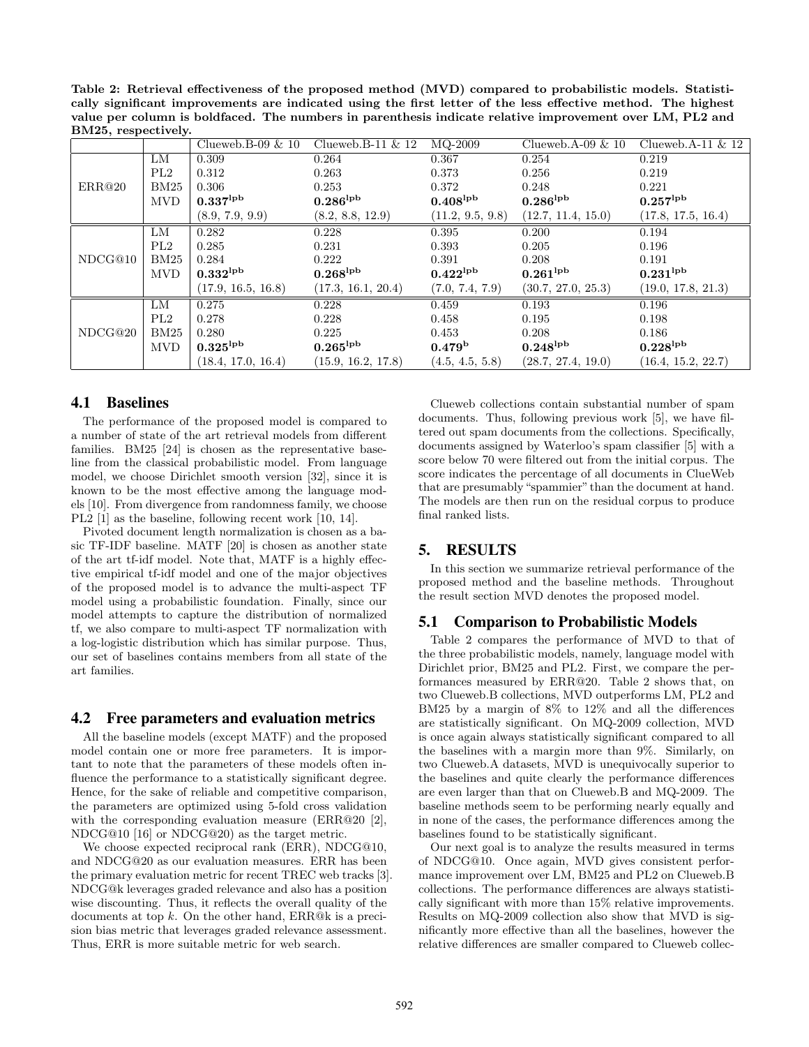**Table 2: Retrieval effectiveness of the proposed method (MVD) compared to probabilistic models. Statistically significant improvements are indicated using the first letter of the less effective method. The highest value per column is boldfaced. The numbers in parenthesis indicate relative improvement over LM, PL2 and BM25, respectively.**

| | | Clueweb.B-09 & 10 | Clueweb.B-11 & 12 | MQ-2009 | Clueweb.A-09 & 10 | Clueweb.A-11 & 12 |
|---|---|---|---|---|---|---|
| ERR@20 | LM | 0.309 | 0.264 | 0.367 | 0.254 | 0.219 |
| | PL2 | 0.312 | 0.263 | 0.373 | 0.256 | 0.219 |
| | BM25 | 0.306 | 0.253 | 0.372 | 0.248 | 0.221 |
| | MVD | $\mathbf{0.337^{lpb}}$ | $\mathbf{0.286^{lpb}}$ | $\mathbf{0.408^{lpb}}$ | $\mathbf{0.286^{lpb}}$ | $\mathbf{0.257^{lpb}}$ |
| | | (8.9, 7.9, 9.9) | (8.2, 8.8, 12.9) | (11.2, 9.5, 9.8) | (12.7, 11.4, 15.0) | (17.8, 17.5, 16.4) |
| NDCG@10 | LM | 0.282 | 0.228 | 0.395 | 0.200 | 0.194 |
| | PL2 | 0.285 | 0.231 | 0.393 | 0.205 | 0.196 |
| | BM25 | 0.284 | 0.222 | 0.391 | 0.208 | 0.191 |
| | MVD | $\mathbf{0.332^{lpb}}$ | $\mathbf{0.268^{lpb}}$ | $\mathbf{0.422^{lpb}}$ | $\mathbf{0.261^{lpb}}$ | $\mathbf{0.231^{lpb}}$ |
| | | (17.9, 16.5, 16.8) | (17.3, 16.1, 20.4) | (7.0, 7.4, 7.9) | (30.7, 27.0, 25.3) | (19.0, 17.8, 21.3) |
| NDCG@20 | LM | 0.275 | 0.228 | 0.459 | 0.193 | 0.196 |
| | PL2 | 0.278 | 0.228 | 0.458 | 0.195 | 0.198 |
| | BM25 | 0.280 | 0.225 | 0.453 | 0.208 | 0.186 |
| | MVD | $\mathbf{0.325^{lpb}}$ | $\mathbf{0.265^{lpb}}$ | $\mathbf{0.479^{b}}$ | $\mathbf{0.248^{lpb}}$ | $\mathbf{0.228^{lpb}}$ |
| | | (18.4, 17.0, 16.4) | (15.9, 16.2, 17.8) | (4.5, 4.5, 5.8) | (28.7, 27.4, 19.0) | (16.4, 15.2, 22.7) |

### 4.1 Baselines

The performance of the proposed model is compared to a number of state of the art retrieval models from different families. BM25 [24] is chosen as the representative baseline from the classical probabilistic model. From language model, we choose Dirichlet smooth version [32], since it is known to be the most effective among the language models [10]. From divergence from randomness family, we choose PL2 [1] as the baseline, following recent work [10, 14].

Pivoted document length normalization is chosen as a basic TF-IDF baseline. MATF [20] is chosen as another state of the art tf-idf model. Note that, MATF is a highly effective empirical tf-idf model and one of the major objectives of the proposed model is to advance the multi-aspect TF model using a probabilistic foundation. Finally, since our model attempts to capture the distribution of normalized tf, we also compare to multi-aspect TF normalization with a log-logistic distribution which has similar purpose. Thus, our set of baselines contains members from all state of the art families.

### 4.2 Free parameters and evaluation metrics

All the baseline models (except MATF) and the proposed model contain one or more free parameters. It is important to note that the parameters of these models often influence the performance to a statistically significant degree. Hence, for the sake of reliable and competitive comparison, the parameters are optimized using 5-fold cross validation with the corresponding evaluation measure (ERR@20 [2], NDCG@10 [16] or NDCG@20) as the target metric.

We choose expected reciprocal rank (ERR), NDCG@10, and NDCG@20 as our evaluation measures. ERR has been the primary evaluation metric for recent TREC web tracks [3]. NDCG@k leverages graded relevance and also has a position wise discounting. Thus, it reflects the overall quality of the documents at top $k$. On the other hand, ERR@k is a precision bias metric that leverages graded relevance assessment. Thus, ERR is more suitable metric for web search.

Clueweb collections contain substantial number of spam documents. Thus, following previous work [5], we have filtered out spam documents from the collections. Specifically, documents assigned by Waterloo's spam classifier [5] with a score below 70 were filtered out from the initial corpus. The score indicates the percentage of all documents in ClueWeb that are presumably "spammier" than the document at hand. The models are then run on the residual corpus to produce final ranked lists.

## 5. RESULTS

In this section we summarize retrieval performance of the proposed method and the baseline methods. Throughout the result section MVD denotes the proposed model.

### 5.1 Comparison to Probabilistic Models

Table 2 compares the performance of MVD to that of the three probabilistic models, namely, language model with Dirichlet prior, BM25 and PL2. First, we compare the performances measured by ERR@20. Table 2 shows that, on two Clueweb.B collections, MVD outperforms LM, PL2 and BM25 by a margin of 8% to 12% and all the differences are statistically significant. On MQ-2009 collection, MVD is once again always statistically significant compared to all the baselines with a margin more than 9%. Similarly, on two Clueweb.A datasets, MVD is unequivocally superior to the baselines and quite clearly the performance differences are even larger than that on Clueweb.B and MQ-2009. The baseline methods seem to be performing nearly equally and in none of the cases, the performance differences among the baselines found to be statistically significant.

Our next goal is to analyze the results measured in terms of NDCG@10. Once again, MVD gives consistent performance improvement over LM, BM25 and PL2 on Clueweb.B collections. The performance differences are always statistically significant with more than 15% relative improvements. Results on MQ-2009 collection also show that MVD is significantly more effective than all the baselines, however the relative differences are smaller compared to Clueweb collec-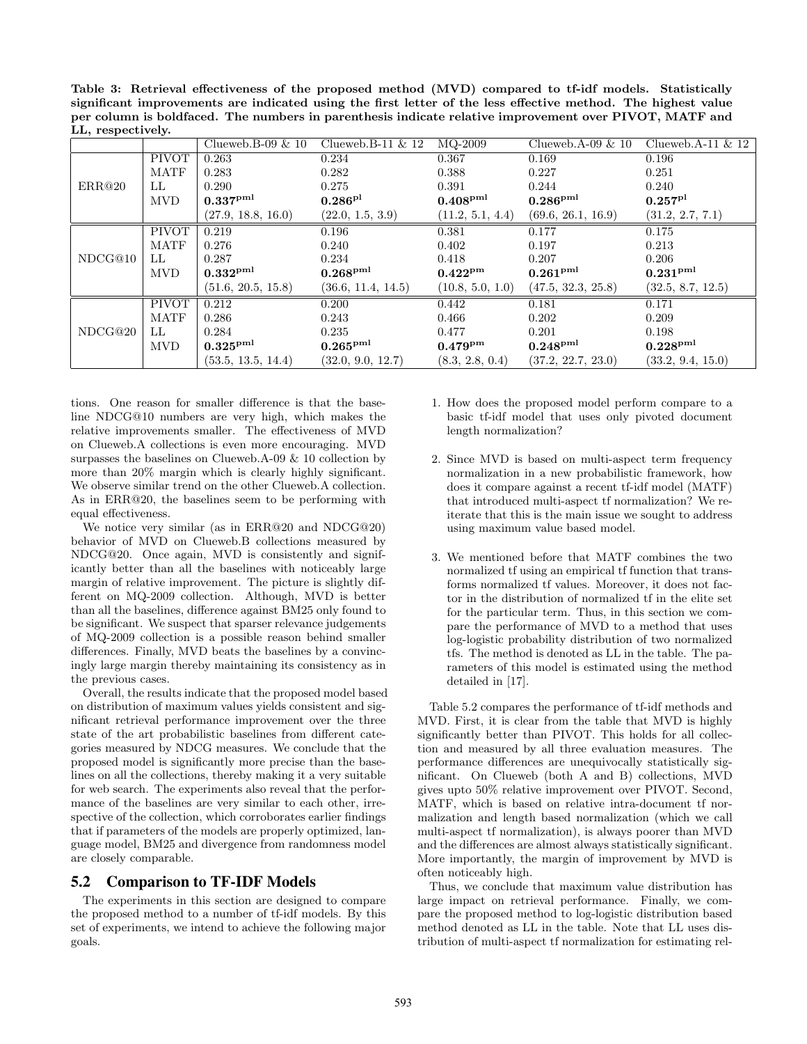**Table 3: Retrieval effectiveness of the proposed method (MVD) compared to tf-idf models. Statistically significant improvements are indicated using the first letter of the less effective method. The highest value per column is boldfaced. The numbers in parenthesis indicate relative improvement over PIVOT, MATF and LL, respectively.**

| | | Clueweb.B-09 & 10 | Clueweb.B-11 & 12 | MQ-2009 | Clueweb.A-09 & 10 | Clueweb.A-11 & 12 |
|---|---|---|---|---|---|---|
| ERR@20 | PIVOT | 0.263 | 0.234 | 0.367 | 0.169 | 0.196 |
| | MATF | 0.283 | 0.282 | 0.388 | 0.227 | 0.251 |
| | LL | 0.290 | 0.275 | 0.391 | 0.244 | 0.240 |
| | MVD | **0.337**$^{\text{pml}}$ | **0.286**$^{\text{pl}}$ | **0.408**$^{\text{pml}}$ | **0.286**$^{\text{pml}}$ | **0.257**$^{\text{pl}}$ |
| | | (27.9, 18.8, 16.0) | (22.0, 1.5, 3.9) | (11.2, 5.1, 4.4) | (69.6, 26.1, 16.9) | (31.2, 2.7, 7.1) |
| NDCG@10 | PIVOT | 0.219 | 0.196 | 0.381 | 0.177 | 0.175 |
| | MATF | 0.276 | 0.240 | 0.402 | 0.197 | 0.213 |
| | LL | 0.287 | 0.234 | 0.418 | 0.207 | 0.206 |
| | MVD | **0.332**$^{\text{pml}}$ | **0.268**$^{\text{pml}}$ | **0.422**$^{\text{pm}}$ | **0.261**$^{\text{pml}}$ | **0.231**$^{\text{pml}}$ |
| | | (51.6, 20.5, 15.8) | (36.6, 11.4, 14.5) | (10.8, 5.0, 1.0) | (47.5, 32.3, 25.8) | (32.5, 8.7, 12.5) |
| NDCG@20 | PIVOT | 0.212 | 0.200 | 0.442 | 0.181 | 0.171 |
| | MATF | 0.286 | 0.243 | 0.466 | 0.202 | 0.209 |
| | LL | 0.284 | 0.235 | 0.477 | 0.201 | 0.198 |
| | MVD | **0.325**$^{\text{pml}}$ | **0.265**$^{\text{pml}}$ | **0.479**$^{\text{pm}}$ | **0.248**$^{\text{pml}}$ | **0.228**$^{\text{pml}}$ |
| | | (53.5, 13.5, 14.4) | (32.0, 9.0, 12.7) | (8.3, 2.8, 0.4) | (37.2, 22.7, 23.0) | (33.2, 9.4, 15.0) |

tions. One reason for smaller difference is that the baseline NDCG@10 numbers are very high, which makes the relative improvements smaller. The effectiveness of MVD on Clueweb.A collections is even more encouraging. MVD surpasses the baselines on Clueweb.A-09 & 10 collection by more than 20% margin which is clearly highly significant. We observe similar trend on the other Clueweb.A collection. As in ERR@20, the baselines seem to be performing with equal effectiveness.

We notice very similar (as in ERR@20 and NDCG@20) behavior of MVD on Clueweb.B collections measured by NDCG@20. Once again, MVD is consistently and significantly better than all the baselines with noticeably large margin of relative improvement. The picture is slightly different on MQ-2009 collection. Although, MVD is better than all the baselines, difference against BM25 only found to be significant. We suspect that sparser relevance judgements of MQ-2009 collection is a possible reason behind smaller differences. Finally, MVD beats the baselines by a convincingly large margin thereby maintaining its consistency as in the previous cases.

Overall, the results indicate that the proposed model based on distribution of maximum values yields consistent and significant retrieval performance improvement over the three state of the art probabilistic baselines from different categories measured by NDCG measures. We conclude that the proposed model is significantly more precise than the baselines on all the collections, thereby making it a very suitable for web search. The experiments also reveal that the performance of the baselines are very similar to each other, irrespective of the collection, which corroborates earlier findings that if parameters of the models are properly optimized, language model, BM25 and divergence from randomness model are closely comparable.

## 5.2 Comparison to TF-IDF Models

The experiments in this section are designed to compare the proposed method to a number of tf-idf models. By this set of experiments, we intend to achieve the following major goals.

1. How does the proposed model perform compare to a basic tf-idf model that uses only pivoted document length normalization?

2. Since MVD is based on multi-aspect term frequency normalization in a new probabilistic framework, how does it compare against a recent tf-idf model (MATF) that introduced multi-aspect tf normalization? We reiterate that this is the main issue we sought to address using maximum value based model.

3. We mentioned before that MATF combines the two normalized tf using an empirical tf function that transforms normalized tf values. Moreover, it does not factor in the distribution of normalized tf in the elite set for the particular term. Thus, in this section we compare the performance of MVD to a method that uses log-logistic probability distribution of two normalized tfs. The method is denoted as LL in the table. The parameters of this model is estimated using the method detailed in [17].

Table 5.2 compares the performance of tf-idf methods and MVD. First, it is clear from the table that MVD is highly significantly better than PIVOT. This holds for all collection and measured by all three evaluation measures. The performance differences are unequivocally statistically significant. On Clueweb (both A and B) collections, MVD gives upto 50% relative improvement over PIVOT. Second, MATF, which is based on relative intra-document tf normalization and length based normalization (which we call multi-aspect tf normalization), is always poorer than MVD and the differences are almost always statistically significant. More importantly, the margin of improvement by MVD is often noticeably high.

Thus, we conclude that maximum value distribution has large impact on retrieval performance. Finally, we compare the proposed method to log-logistic distribution based method denoted as LL in the table. Note that LL uses distribution of multi-aspect tf normalization for estimating rel-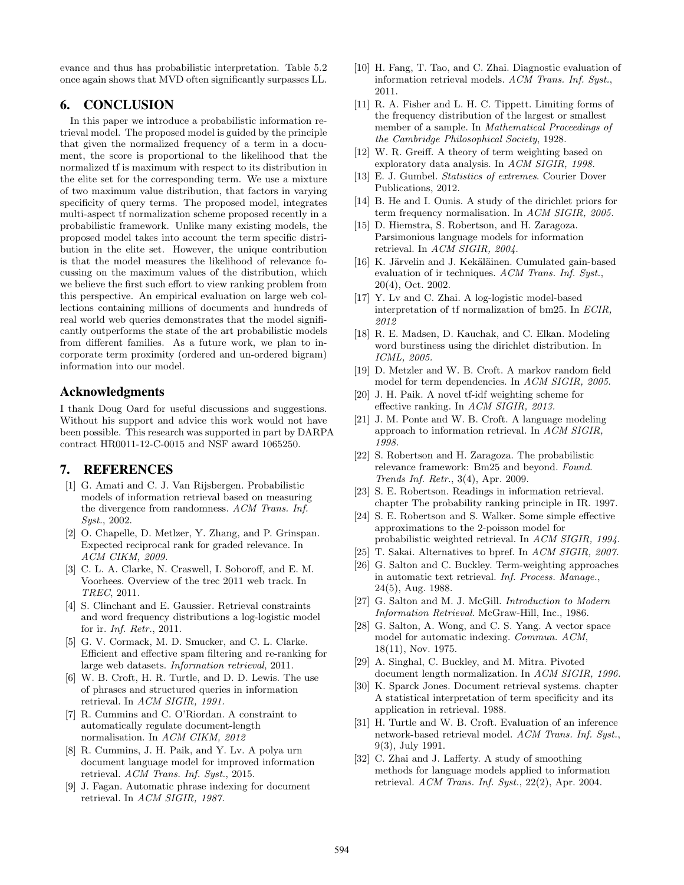evance and thus has probabilistic interpretation. Table 5.2 once again shows that MVD often significantly surpasses LL.

## 6. CONCLUSION

In this paper we introduce a probabilistic information retrieval model. The proposed model is guided by the principle that given the normalized frequency of a term in a document, the score is proportional to the likelihood that the normalized tf is maximum with respect to its distribution in the elite set for the corresponding term. We use a mixture of two maximum value distribution, that factors in varying specificity of query terms. The proposed model, integrates multi-aspect tf normalization scheme proposed recently in a probabilistic framework. Unlike many existing models, the proposed model takes into account the term specific distribution in the elite set. However, the unique contribution is that the model measures the likelihood of relevance focussing on the maximum values of the distribution, which we believe the first such effort to view ranking problem from this perspective. An empirical evaluation on large web collections containing millions of documents and hundreds of real world web queries demonstrates that the model significantly outperforms the state of the art probabilistic models from different families. As a future work, we plan to incorporate term proximity (ordered and un-ordered bigram) information into our model.

## Acknowledgments

I thank Doug Oard for useful discussions and suggestions. Without his support and advice this work would not have been possible. This research was supported in part by DARPA contract HR0011-12-C-0015 and NSF award 1065250.

## 7. REFERENCES

[1] G. Amati and C. J. Van Rijsbergen. Probabilistic models of information retrieval based on measuring the divergence from randomness. *ACM Trans. Inf. Syst.*, 2002.

[2] O. Chapelle, D. Metlzer, Y. Zhang, and P. Grinspan. Expected reciprocal rank for graded relevance. In *ACM CIKM, 2009.*

[3] C. L. A. Clarke, N. Craswell, I. Soboroff, and E. M. Voorhees. Overview of the trec 2011 web track. In *TREC*, 2011.

[4] S. Clinchant and E. Gaussier. Retrieval constraints and word frequency distributions a log-logistic model for ir. *Inf. Retr.*, 2011.

[5] G. V. Cormack, M. D. Smucker, and C. L. Clarke. Efficient and effective spam filtering and re-ranking for large web datasets. *Information retrieval*, 2011.

[6] W. B. Croft, H. R. Turtle, and D. D. Lewis. The use of phrases and structured queries in information retrieval. In *ACM SIGIR, 1991.*

[7] R. Cummins and C. O'Riordan. A constraint to automatically regulate document-length normalisation. In *ACM CIKM, 2012*

[8] R. Cummins, J. H. Paik, and Y. Lv. A polya urn document language model for improved information retrieval. *ACM Trans. Inf. Syst.*, 2015.

[9] J. Fagan. Automatic phrase indexing for document retrieval. In *ACM SIGIR, 1987.*

[10] H. Fang, T. Tao, and C. Zhai. Diagnostic evaluation of information retrieval models. *ACM Trans. Inf. Syst.*, 2011.

[11] R. A. Fisher and L. H. C. Tippett. Limiting forms of the frequency distribution of the largest or smallest member of a sample. In *Mathematical Proceedings of the Cambridge Philosophical Society*, 1928.

[12] W. R. Greiff. A theory of term weighting based on exploratory data analysis. In *ACM SIGIR, 1998.*

[13] E. J. Gumbel. *Statistics of extremes*. Courier Dover Publications, 2012.

[14] B. He and I. Ounis. A study of the dirichlet priors for term frequency normalisation. In *ACM SIGIR, 2005.*

[15] D. Hiemstra, S. Robertson, and H. Zaragoza. Parsimonious language models for information retrieval. In *ACM SIGIR, 2004.*

[16] K. Järvelin and J. Kekäläinen. Cumulated gain-based evaluation of ir techniques. *ACM Trans. Inf. Syst.*, 20(4), Oct. 2002.

[17] Y. Lv and C. Zhai. A log-logistic model-based interpretation of tf normalization of bm25. In *ECIR, 2012*

[18] R. E. Madsen, D. Kauchak, and C. Elkan. Modeling word burstiness using the dirichlet distribution. In *ICML, 2005.*

[19] D. Metzler and W. B. Croft. A markov random field model for term dependencies. In *ACM SIGIR, 2005.*

[20] J. H. Paik. A novel tf-idf weighting scheme for effective ranking. In *ACM SIGIR, 2013.*

[21] J. M. Ponte and W. B. Croft. A language modeling approach to information retrieval. In *ACM SIGIR, 1998.*

[22] S. Robertson and H. Zaragoza. The probabilistic relevance framework: Bm25 and beyond. *Found. Trends Inf. Retr.*, 3(4), Apr. 2009.

[23] S. E. Robertson. Readings in information retrieval. chapter The probability ranking principle in IR. 1997.

[24] S. E. Robertson and S. Walker. Some simple effective approximations to the 2-poisson model for probabilistic weighted retrieval. In *ACM SIGIR, 1994.*

[25] T. Sakai. Alternatives to bpref. In *ACM SIGIR, 2007.*

[26] G. Salton and C. Buckley. Term-weighting approaches in automatic text retrieval. *Inf. Process. Manage.*, 24(5), Aug. 1988.

[27] G. Salton and M. J. McGill. *Introduction to Modern Information Retrieval*. McGraw-Hill, Inc., 1986.

[28] G. Salton, A. Wong, and C. S. Yang. A vector space model for automatic indexing. *Commun. ACM*, 18(11), Nov. 1975.

[29] A. Singhal, C. Buckley, and M. Mitra. Pivoted document length normalization. In *ACM SIGIR, 1996.*

[30] K. Sparck Jones. Document retrieval systems. chapter A statistical interpretation of term specificity and its application in retrieval. 1988.

[31] H. Turtle and W. B. Croft. Evaluation of an inference network-based retrieval model. *ACM Trans. Inf. Syst.*, 9(3), July 1991.

[32] C. Zhai and J. Lafferty. A study of smoothing methods for language models applied to information retrieval. *ACM Trans. Inf. Syst.*, 22(2), Apr. 2004.